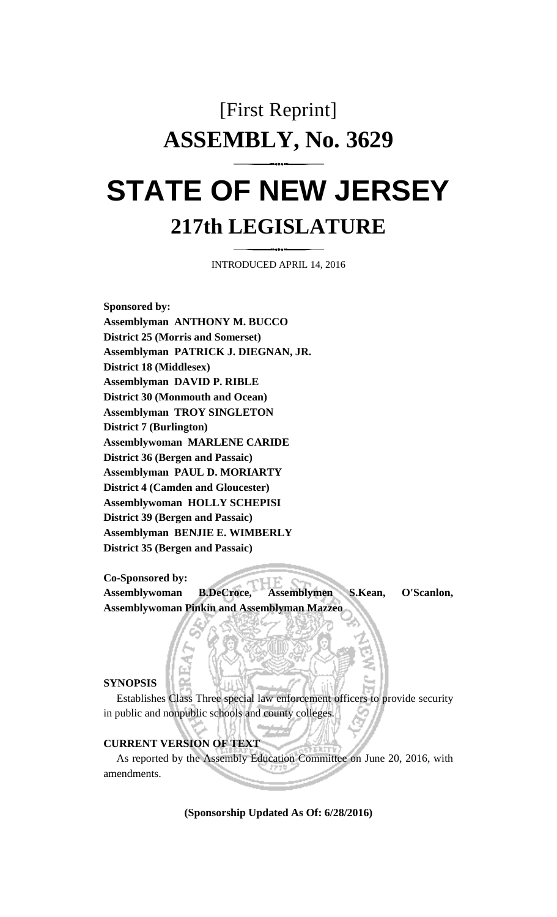# [First Reprint]

# ASSEMBLY, No. 3629

# STATE OF NEW JERSEY

## 217th LEGISLATURE

INTRODUCED APRIL 14, 2016

**Sponsored by:**
**Assemblyman ANTHONY M. BUCCO**
**District 25 (Morris and Somerset)**
**Assemblyman PATRICK J. DIEGNAN, JR.**
**District 18 (Middlesex)**
**Assemblyman DAVID P. RIBLE**
**District 30 (Monmouth and Ocean)**
**Assemblyman TROY SINGLETON**
**District 7 (Burlington)**
**Assemblywoman MARLENE CARIDE**
**District 36 (Bergen and Passaic)**
**Assemblyman PAUL D. MORIARTY**
**District 4 (Camden and Gloucester)**
**Assemblywoman HOLLY SCHEPISI**
**District 39 (Bergen and Passaic)**
**Assemblyman BENJIE E. WIMBERLY**
**District 35 (Bergen and Passaic)**

**Co-Sponsored by:**
**Assemblywoman B.DeCroce, Assemblymen S.Kean, O'Scanlon, Assemblywoman Pinkin and Assemblyman Mazzeo**

**SYNOPSIS**

Establishes Class Three special law enforcement officers to provide security in public and nonpublic schools and county colleges.

**CURRENT VERSION OF TEXT**

As reported by the Assembly Education Committee on June 20, 2016, with amendments.

**(Sponsorship Updated As Of: 6/28/2016)**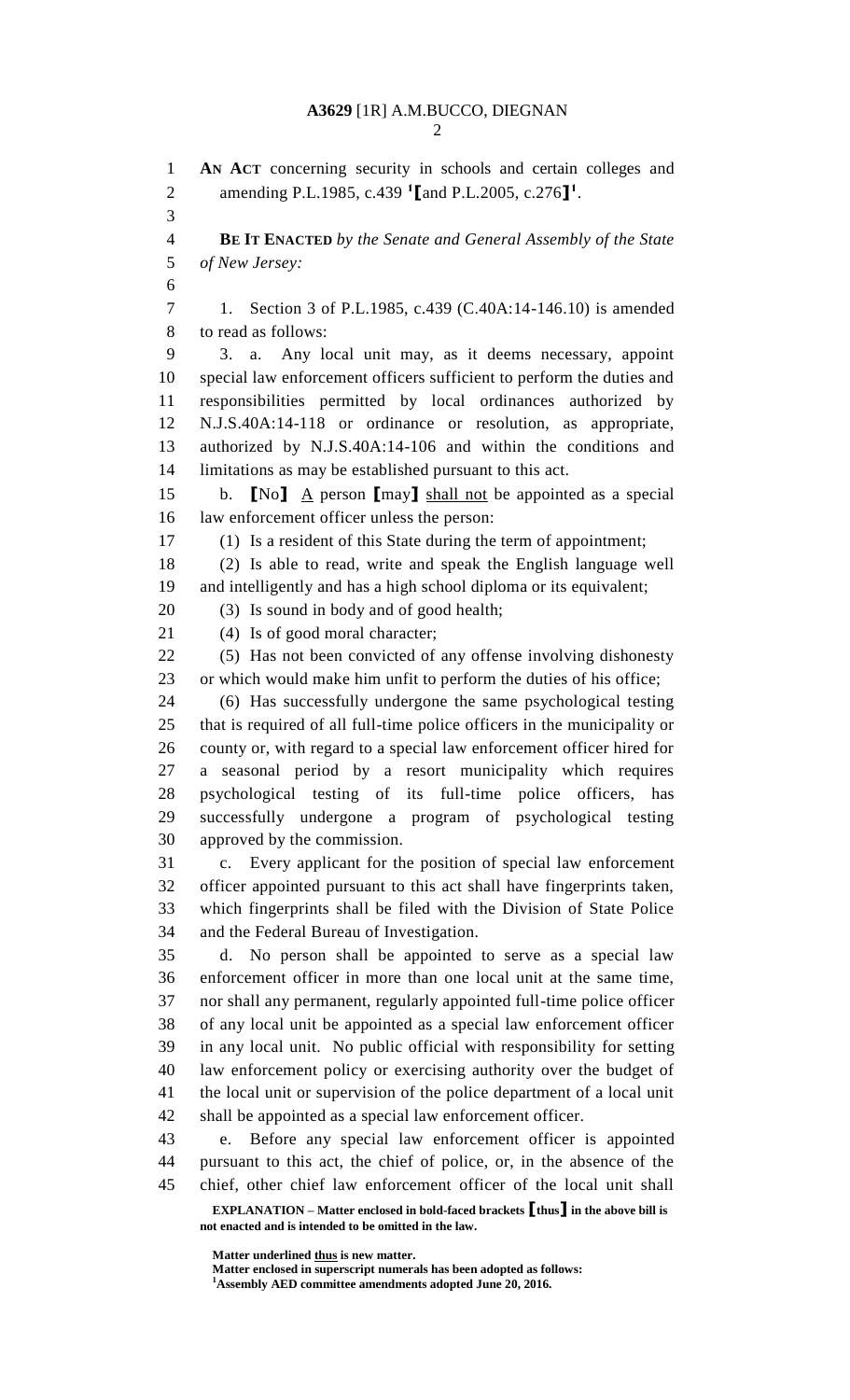**AN ACT** concerning security in schools and certain colleges and amending P.L.1985, c.439 [1]⟦and P.L.2005, c.276⟧[1].

**BE IT ENACTED** *by the Senate and General Assembly of the State of New Jersey:*

1. Section 3 of P.L.1985, c.439 (C.40A:14-146.10) is amended to read as follows:

3. a. Any local unit may, as it deems necessary, appoint special law enforcement officers sufficient to perform the duties and responsibilities permitted by local ordinances authorized by N.J.S.40A:14-118 or ordinance or resolution, as appropriate, authorized by N.J.S.40A:14-106 and within the conditions and limitations as may be established pursuant to this act.

b. ⟦No⟧ A person ⟦may⟧ shall not be appointed as a special law enforcement officer unless the person:

(1) Is a resident of this State during the term of appointment;

(2) Is able to read, write and speak the English language well and intelligently and has a high school diploma or its equivalent;

(3) Is sound in body and of good health;

(4) Is of good moral character;

(5) Has not been convicted of any offense involving dishonesty or which would make him unfit to perform the duties of his office;

(6) Has successfully undergone the same psychological testing that is required of all full-time police officers in the municipality or county or, with regard to a special law enforcement officer hired for a seasonal period by a resort municipality which requires psychological testing of its full-time police officers, has successfully undergone a program of psychological testing approved by the commission.

c. Every applicant for the position of special law enforcement officer appointed pursuant to this act shall have fingerprints taken, which fingerprints shall be filed with the Division of State Police and the Federal Bureau of Investigation.

d. No person shall be appointed to serve as a special law enforcement officer in more than one local unit at the same time, nor shall any permanent, regularly appointed full-time police officer of any local unit be appointed as a special law enforcement officer in any local unit. No public official with responsibility for setting law enforcement policy or exercising authority over the budget of the local unit or supervision of the police department of a local unit shall be appointed as a special law enforcement officer.

e. Before any special law enforcement officer is appointed pursuant to this act, the chief of police, or, in the absence of the chief, other chief law enforcement officer of the local unit shall

**EXPLANATION – Matter enclosed in bold-faced brackets ⟦thus⟧ in the above bill is not enacted and is intended to be omitted in the law.**

**Matter underlined thus is new matter.**
**Matter enclosed in superscript numerals has been adopted as follows:**
[1]**Assembly AED committee amendments adopted June 20, 2016.**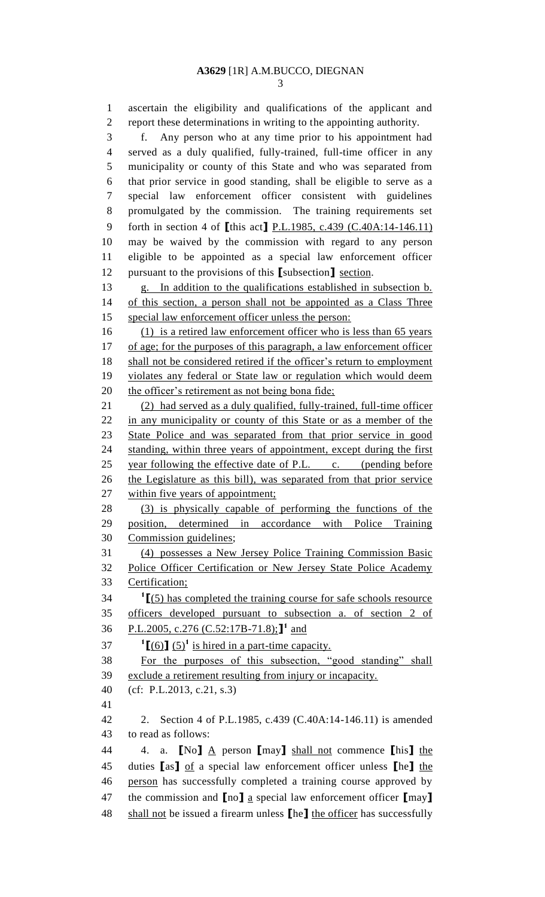ascertain the eligibility and qualifications of the applicant and report these determinations in writing to the appointing authority.

f. Any person who at any time prior to his appointment had served as a duly qualified, fully-trained, full-time officer in any municipality or county of this State and who was separated from that prior service in good standing, shall be eligible to serve as a special law enforcement officer consistent with guidelines promulgated by the commission. The training requirements set forth in section 4 of [this act] <u>P.L.1985, c.439 (C.40A:14-146.11)</u> may be waived by the commission with regard to any person eligible to be appointed as a special law enforcement officer pursuant to the provisions of this [subsection] <u>section</u>.

<u>g. In addition to the qualifications established in subsection b. of this section, a person shall not be appointed as a Class Three special law enforcement officer unless the person:</u>

<u>(1) is a retired law enforcement officer who is less than 65 years of age; for the purposes of this paragraph, a law enforcement officer shall not be considered retired if the officer's return to employment violates any federal or State law or regulation which would deem the officer's retirement as not being bona fide;</u>

<u>(2) had served as a duly qualified, fully-trained, full-time officer in any municipality or county of this State or as a member of the State Police and was separated from that prior service in good standing, within three years of appointment, except during the first year following the effective date of P.L. c. (pending before the Legislature as this bill), was separated from that prior service within five years of appointment;</u>

<u>(3) is physically capable of performing the functions of the position, determined in accordance with Police Training Commission guidelines;</u>

<u>(4) possesses a New Jersey Police Training Commission Basic Police Officer Certification or New Jersey State Police Academy Certification;</u>

[1][<u>(5) has completed the training course for safe schools resource officers developed pursuant to subsection a. of section 2 of P.L.2005, c.276 (C.52:17B-71.8);</u>][1] <u>and</u>

[1][<u>(6)</u>] <u>(5)</u>[1] <u>is hired in a part-time capacity.</u>

<u>For the purposes of this subsection, "good standing" shall exclude a retirement resulting from injury or incapacity.</u>

(cf: P.L.2013, c.21, s.3)

2. Section 4 of P.L.1985, c.439 (C.40A:14-146.11) is amended to read as follows:

4. a. [No] <u>A</u> person [may] <u>shall not</u> commence [his] <u>the</u> duties [as] <u>of</u> a special law enforcement officer unless [he] <u>the person</u> has successfully completed a training course approved by the commission and [no] <u>a</u> special law enforcement officer [may] <u>shall not</u> be issued a firearm unless [he] <u>the officer</u> has successfully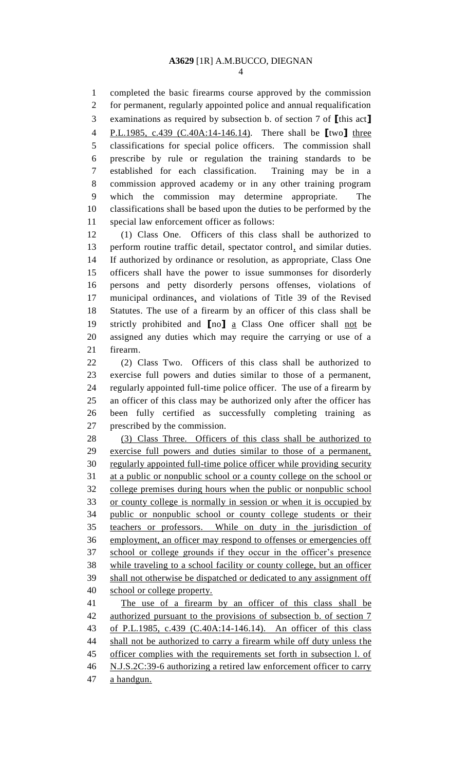completed the basic firearms course approved by the commission for permanent, regularly appointed police and annual requalification examinations as required by subsection b. of section 7 of **[**this act**]** <u>P.L.1985, c.439 (C.40A:14-146.14)</u>. There shall be **[**two**]** <u>three</u> classifications for special police officers. The commission shall prescribe by rule or regulation the training standards to be established for each classification. Training may be in a commission approved academy or in any other training program which the commission may determine appropriate. The classifications shall be based upon the duties to be performed by the special law enforcement officer as follows:

(1) Class One. Officers of this class shall be authorized to perform routine traffic detail, spectator control<u>,</u> and similar duties. If authorized by ordinance or resolution, as appropriate, Class One officers shall have the power to issue summonses for disorderly persons and petty disorderly persons offenses, violations of municipal ordinances<u>,</u> and violations of Title 39 of the Revised Statutes. The use of a firearm by an officer of this class shall be strictly prohibited and **[**no**]** <u>a</u> Class One officer shall <u>not</u> be assigned any duties which may require the carrying or use of a firearm.

(2) Class Two. Officers of this class shall be authorized to exercise full powers and duties similar to those of a permanent, regularly appointed full-time police officer. The use of a firearm by an officer of this class may be authorized only after the officer has been fully certified as successfully completing training as prescribed by the commission.

<u>(3) Class Three. Officers of this class shall be authorized to exercise full powers and duties similar to those of a permanent, regularly appointed full-time police officer while providing security at a public or nonpublic school or a county college on the school or college premises during hours when the public or nonpublic school or county college is normally in session or when it is occupied by public or nonpublic school or county college students or their teachers or professors. While on duty in the jurisdiction of employment, an officer may respond to offenses or emergencies off school or college grounds if they occur in the officer's presence while traveling to a school facility or county college, but an officer shall not otherwise be dispatched or dedicated to any assignment off school or college property.</u>

<u>The use of a firearm by an officer of this class shall be authorized pursuant to the provisions of subsection b. of section 7 of P.L.1985, c.439 (C.40A:14-146.14). An officer of this class shall not be authorized to carry a firearm while off duty unless the officer complies with the requirements set forth in subsection l. of N.J.S.2C:39-6 authorizing a retired law enforcement officer to carry a handgun.</u>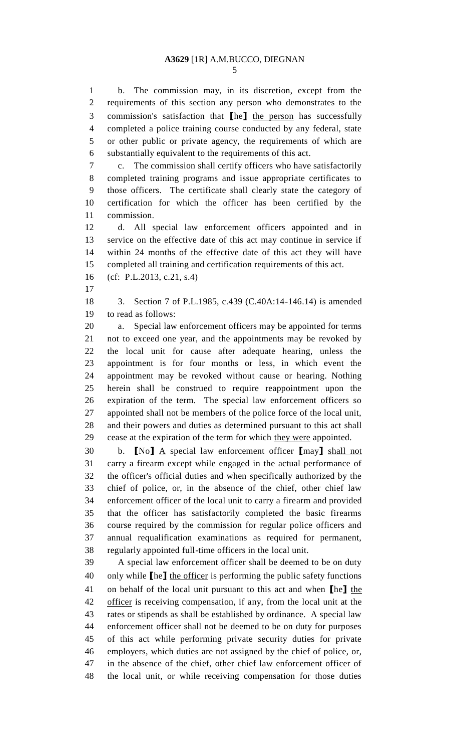b. The commission may, in its discretion, except from the requirements of this section any person who demonstrates to the commission's satisfaction that [he] the person has successfully completed a police training course conducted by any federal, state or other public or private agency, the requirements of which are substantially equivalent to the requirements of this act.

c. The commission shall certify officers who have satisfactorily completed training programs and issue appropriate certificates to those officers. The certificate shall clearly state the category of certification for which the officer has been certified by the commission.

d. All special law enforcement officers appointed and in service on the effective date of this act may continue in service if within 24 months of the effective date of this act they will have completed all training and certification requirements of this act.

(cf: P.L.2013, c.21, s.4)

3. Section 7 of P.L.1985, c.439 (C.40A:14-146.14) is amended to read as follows:

a. Special law enforcement officers may be appointed for terms not to exceed one year, and the appointments may be revoked by the local unit for cause after adequate hearing, unless the appointment is for four months or less, in which event the appointment may be revoked without cause or hearing. Nothing herein shall be construed to require reappointment upon the expiration of the term. The special law enforcement officers so appointed shall not be members of the police force of the local unit, and their powers and duties as determined pursuant to this act shall cease at the expiration of the term for which they were appointed.

b. [No] A special law enforcement officer [may] shall not carry a firearm except while engaged in the actual performance of the officer's official duties and when specifically authorized by the chief of police, or, in the absence of the chief, other chief law enforcement officer of the local unit to carry a firearm and provided that the officer has satisfactorily completed the basic firearms course required by the commission for regular police officers and annual requalification examinations as required for permanent, regularly appointed full-time officers in the local unit.

A special law enforcement officer shall be deemed to be on duty only while [he] the officer is performing the public safety functions on behalf of the local unit pursuant to this act and when [he] the officer is receiving compensation, if any, from the local unit at the rates or stipends as shall be established by ordinance. A special law enforcement officer shall not be deemed to be on duty for purposes of this act while performing private security duties for private employers, which duties are not assigned by the chief of police, or, in the absence of the chief, other chief law enforcement officer of the local unit, or while receiving compensation for those duties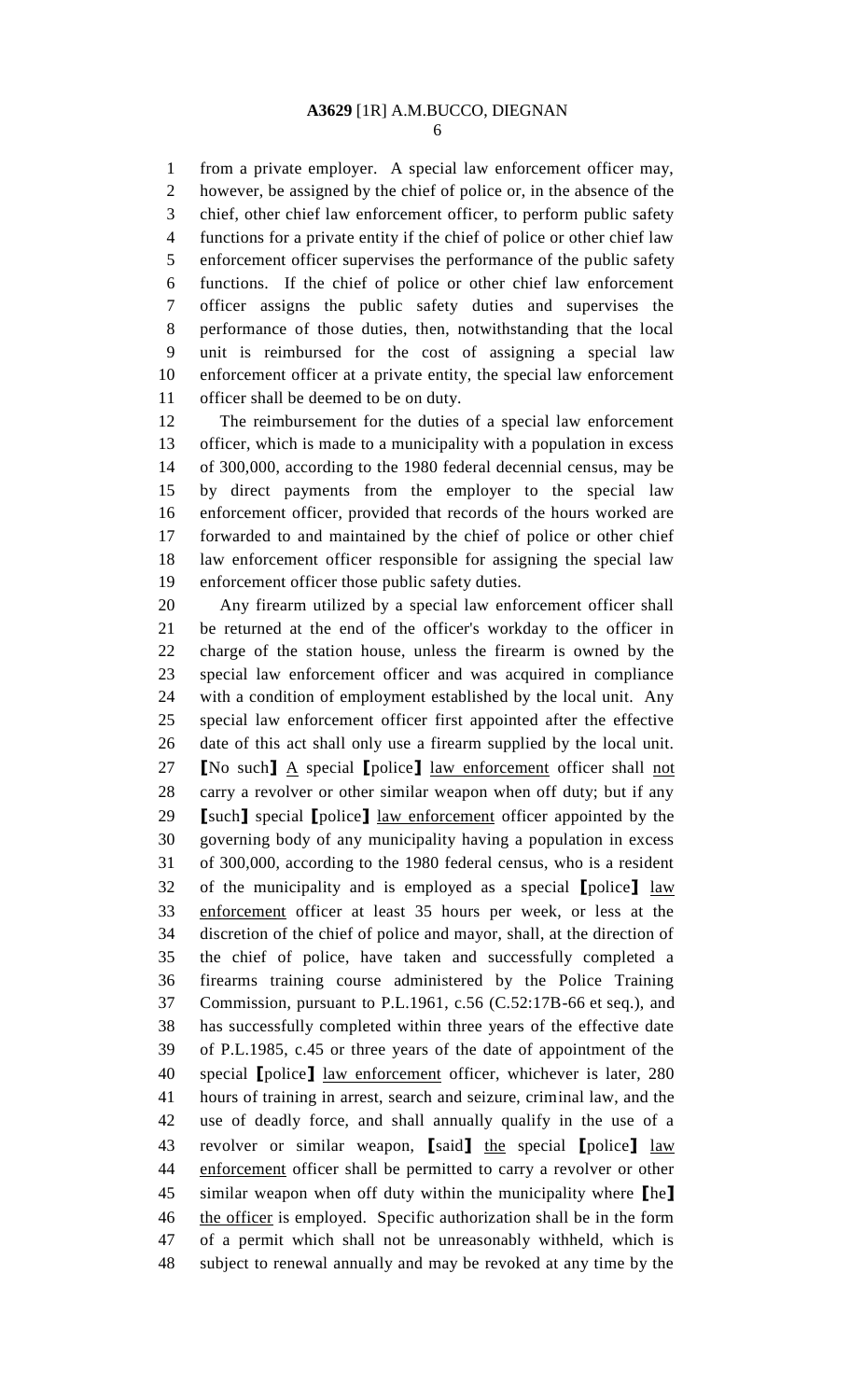from a private employer. A special law enforcement officer may, however, be assigned by the chief of police or, in the absence of the chief, other chief law enforcement officer, to perform public safety functions for a private entity if the chief of police or other chief law enforcement officer supervises the performance of the public safety functions. If the chief of police or other chief law enforcement officer assigns the public safety duties and supervises the performance of those duties, then, notwithstanding that the local unit is reimbursed for the cost of assigning a special law enforcement officer at a private entity, the special law enforcement officer shall be deemed to be on duty.

The reimbursement for the duties of a special law enforcement officer, which is made to a municipality with a population in excess of 300,000, according to the 1980 federal decennial census, may be by direct payments from the employer to the special law enforcement officer, provided that records of the hours worked are forwarded to and maintained by the chief of police or other chief law enforcement officer responsible for assigning the special law enforcement officer those public safety duties.

Any firearm utilized by a special law enforcement officer shall be returned at the end of the officer's workday to the officer in charge of the station house, unless the firearm is owned by the special law enforcement officer and was acquired in compliance with a condition of employment established by the local unit. Any special law enforcement officer first appointed after the effective date of this act shall only use a firearm supplied by the local unit. [No such] A special [police] law enforcement officer shall not carry a revolver or other similar weapon when off duty; but if any [such] special [police] law enforcement officer appointed by the governing body of any municipality having a population in excess of 300,000, according to the 1980 federal census, who is a resident of the municipality and is employed as a special [police] law enforcement officer at least 35 hours per week, or less at the discretion of the chief of police and mayor, shall, at the direction of the chief of police, have taken and successfully completed a firearms training course administered by the Police Training Commission, pursuant to P.L.1961, c.56 (C.52:17B-66 et seq.), and has successfully completed within three years of the effective date of P.L.1985, c.45 or three years of the date of appointment of the special [police] law enforcement officer, whichever is later, 280 hours of training in arrest, search and seizure, criminal law, and the use of deadly force, and shall annually qualify in the use of a revolver or similar weapon, [said] the special [police] law enforcement officer shall be permitted to carry a revolver or other similar weapon when off duty within the municipality where [he] the officer is employed. Specific authorization shall be in the form of a permit which shall not be unreasonably withheld, which is subject to renewal annually and may be revoked at any time by the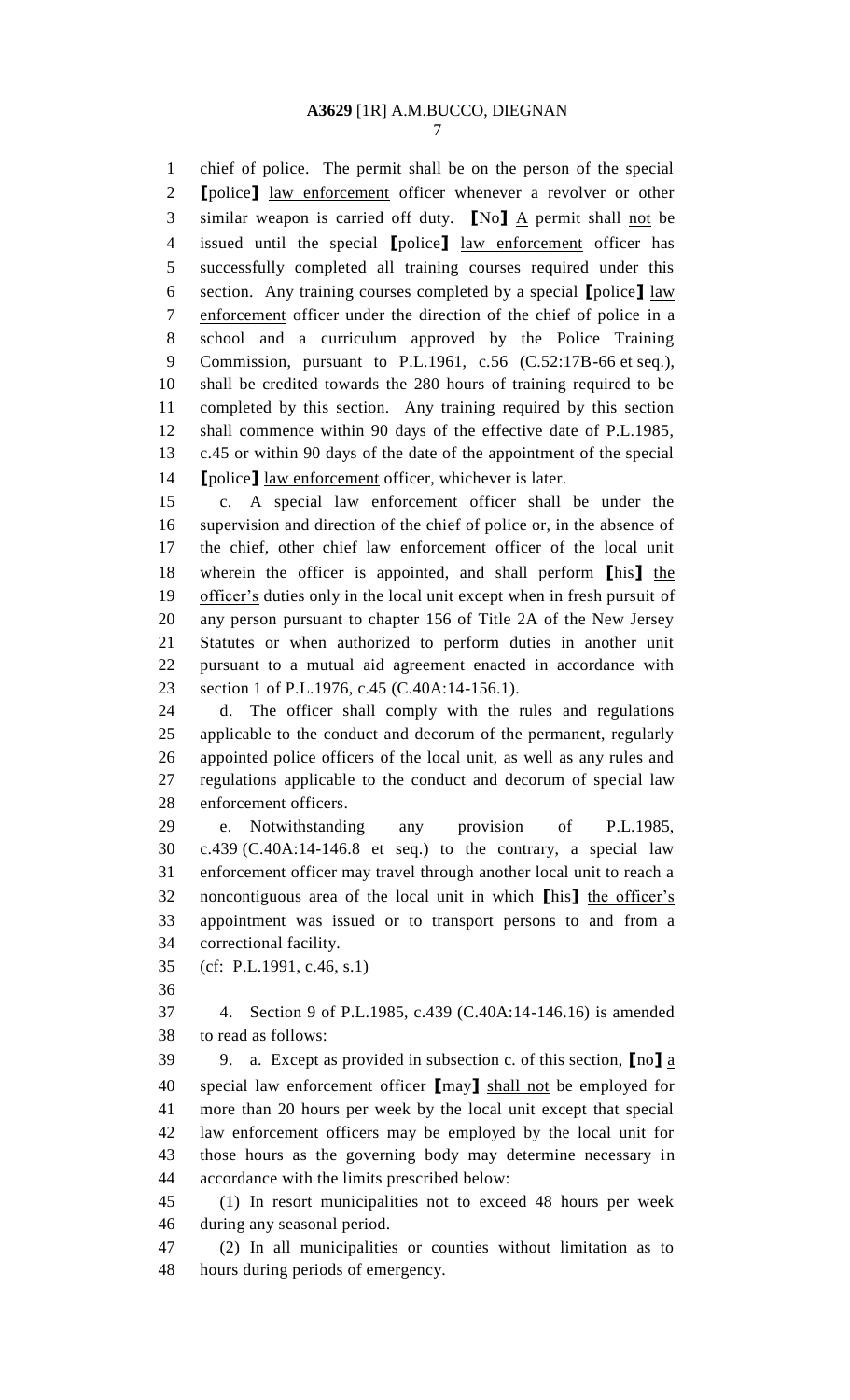chief of police. The permit shall be on the person of the special [police] law enforcement officer whenever a revolver or other similar weapon is carried off duty. [No] A permit shall not be issued until the special [police] law enforcement officer has successfully completed all training courses required under this section. Any training courses completed by a special [police] law enforcement officer under the direction of the chief of police in a school and a curriculum approved by the Police Training Commission, pursuant to P.L.1961, c.56 (C.52:17B-66 et seq.), shall be credited towards the 280 hours of training required to be completed by this section. Any training required by this section shall commence within 90 days of the effective date of P.L.1985, c.45 or within 90 days of the date of the appointment of the special [police] law enforcement officer, whichever is later.

c. A special law enforcement officer shall be under the supervision and direction of the chief of police or, in the absence of the chief, other chief law enforcement officer of the local unit wherein the officer is appointed, and shall perform [his] the officer's duties only in the local unit except when in fresh pursuit of any person pursuant to chapter 156 of Title 2A of the New Jersey Statutes or when authorized to perform duties in another unit pursuant to a mutual aid agreement enacted in accordance with section 1 of P.L.1976, c.45 (C.40A:14-156.1).

d. The officer shall comply with the rules and regulations applicable to the conduct and decorum of the permanent, regularly appointed police officers of the local unit, as well as any rules and regulations applicable to the conduct and decorum of special law enforcement officers.

e. Notwithstanding any provision of P.L.1985, c.439 (C.40A:14-146.8 et seq.) to the contrary, a special law enforcement officer may travel through another local unit to reach a noncontiguous area of the local unit in which [his] the officer's appointment was issued or to transport persons to and from a correctional facility.

(cf: P.L.1991, c.46, s.1)

4. Section 9 of P.L.1985, c.439 (C.40A:14-146.16) is amended to read as follows:

9. a. Except as provided in subsection c. of this section, [no] a special law enforcement officer [may] shall not be employed for more than 20 hours per week by the local unit except that special law enforcement officers may be employed by the local unit for those hours as the governing body may determine necessary in accordance with the limits prescribed below:

(1) In resort municipalities not to exceed 48 hours per week during any seasonal period.

(2) In all municipalities or counties without limitation as to hours during periods of emergency.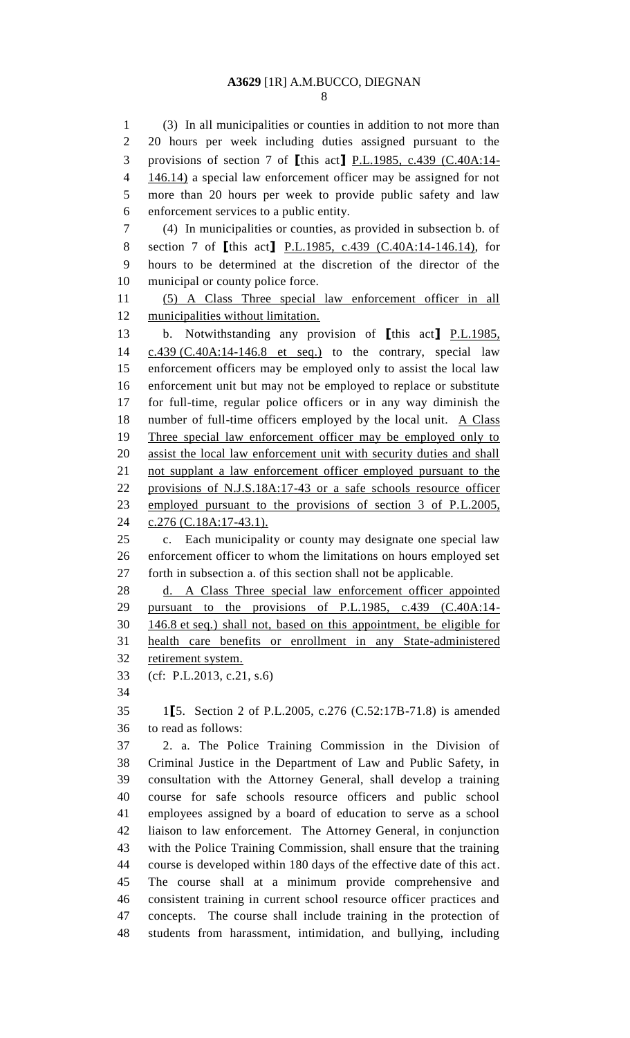(3) In all municipalities or counties in addition to not more than 20 hours per week including duties assigned pursuant to the provisions of section 7 of [this act] P.L.1985, c.439 (C.40A:14-146.14) a special law enforcement officer may be assigned for not more than 20 hours per week to provide public safety and law enforcement services to a public entity.

(4) In municipalities or counties, as provided in subsection b. of section 7 of [this act] P.L.1985, c.439 (C.40A:14-146.14), for hours to be determined at the discretion of the director of the municipal or county police force.

(5) A Class Three special law enforcement officer in all municipalities without limitation.

b. Notwithstanding any provision of [this act] P.L.1985, c.439 (C.40A:14-146.8 et seq.) to the contrary, special law enforcement officers may be employed only to assist the local law enforcement unit but may not be employed to replace or substitute for full-time, regular police officers or in any way diminish the number of full-time officers employed by the local unit. A Class Three special law enforcement officer may be employed only to assist the local law enforcement unit with security duties and shall not supplant a law enforcement officer employed pursuant to the provisions of N.J.S.18A:17-43 or a safe schools resource officer employed pursuant to the provisions of section 3 of P.L.2005, c.276 (C.18A:17-43.1).

c. Each municipality or county may designate one special law enforcement officer to whom the limitations on hours employed set forth in subsection a. of this section shall not be applicable.

d. A Class Three special law enforcement officer appointed pursuant to the provisions of P.L.1985, c.439 (C.40A:14-146.8 et seq.) shall not, based on this appointment, be eligible for health care benefits or enrollment in any State-administered retirement system.

(cf: P.L.2013, c.21, s.6)

1[5. Section 2 of P.L.2005, c.276 (C.52:17B-71.8) is amended to read as follows:

2. a. The Police Training Commission in the Division of Criminal Justice in the Department of Law and Public Safety, in consultation with the Attorney General, shall develop a training course for safe schools resource officers and public school employees assigned by a board of education to serve as a school liaison to law enforcement. The Attorney General, in conjunction with the Police Training Commission, shall ensure that the training course is developed within 180 days of the effective date of this act. The course shall at a minimum provide comprehensive and consistent training in current school resource officer practices and concepts. The course shall include training in the protection of students from harassment, intimidation, and bullying, including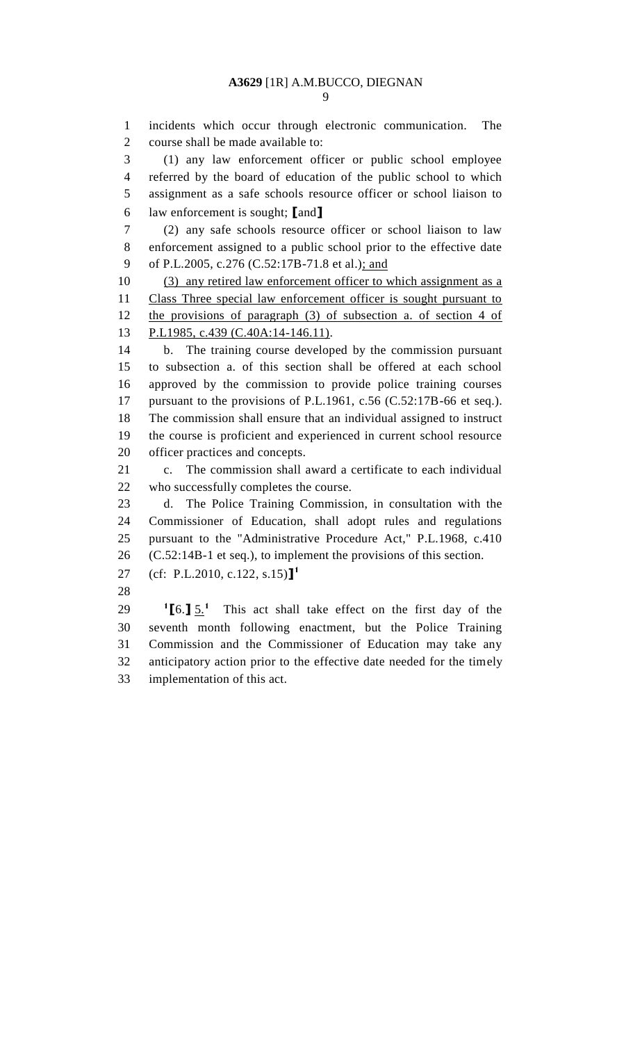incidents which occur through electronic communication. The course shall be made available to:

(1) any law enforcement officer or public school employee referred by the board of education of the public school to which assignment as a safe schools resource officer or school liaison to law enforcement is sought; [and]

(2) any safe schools resource officer or school liaison to law enforcement assigned to a public school prior to the effective date of P.L.2005, c.276 (C.52:17B-71.8 et al.); and

(3) any retired law enforcement officer to which assignment as a Class Three special law enforcement officer is sought pursuant to the provisions of paragraph (3) of subsection a. of section 4 of P.L1985, c.439 (C.40A:14-146.11).

b. The training course developed by the commission pursuant to subsection a. of this section shall be offered at each school approved by the commission to provide police training courses pursuant to the provisions of P.L.1961, c.56 (C.52:17B-66 et seq.). The commission shall ensure that an individual assigned to instruct the course is proficient and experienced in current school resource officer practices and concepts.

c. The commission shall award a certificate to each individual who successfully completes the course.

d. The Police Training Commission, in consultation with the Commissioner of Education, shall adopt rules and regulations pursuant to the "Administrative Procedure Act," P.L.1968, c.410 (C.52:14B-1 et seq.), to implement the provisions of this section.

(cf: P.L.2010, c.122, s.15)][1]

[1][6.] 5.[1] This act shall take effect on the first day of the seventh month following enactment, but the Police Training Commission and the Commissioner of Education may take any anticipatory action prior to the effective date needed for the timely implementation of this act.